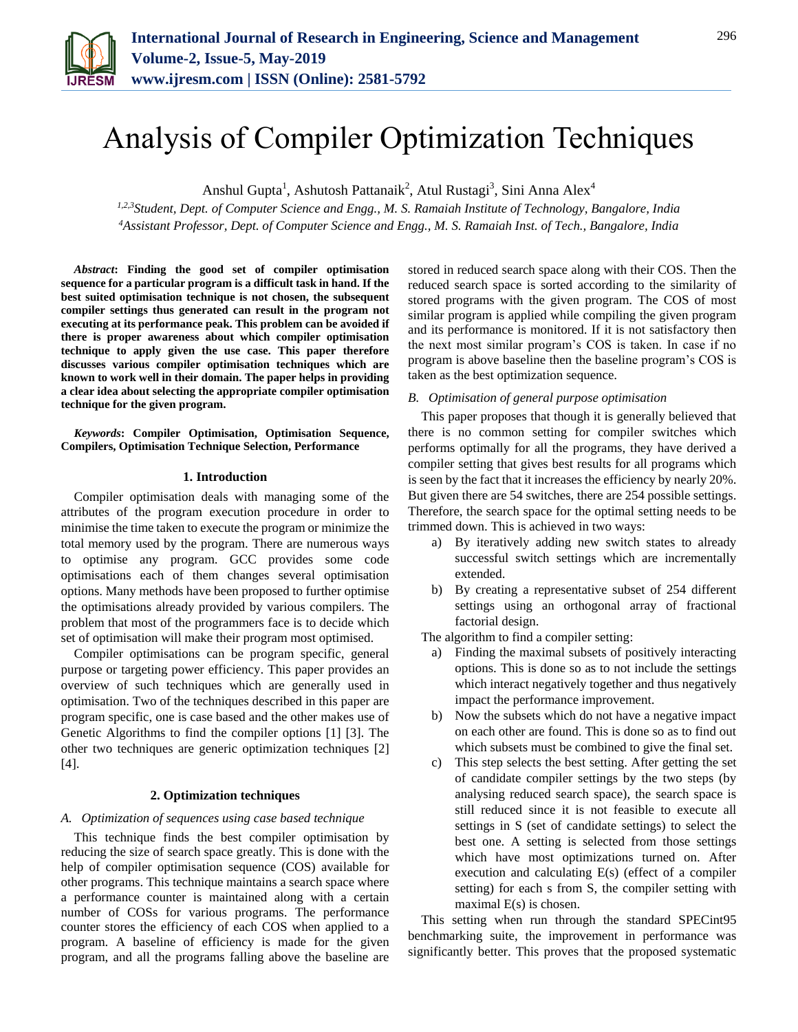# Analysis of Compiler Optimization Techniques

Anshul Gupta[1], Ashutosh Pattanaik[2], Atul Rustagi[3], Sini Anna Alex[4]

[1,2,3]*Student, Dept. of Computer Science and Engg., M. S. Ramaiah Institute of Technology, Bangalore, India*
[4]*Assistant Professor, Dept. of Computer Science and Engg., M. S. Ramaiah Inst. of Tech., Bangalore, India*

***Abstract*: Finding the good set of compiler optimisation sequence for a particular program is a difficult task in hand. If the best suited optimisation technique is not chosen, the subsequent compiler settings thus generated can result in the program not executing at its performance peak. This problem can be avoided if there is proper awareness about which compiler optimisation technique to apply given the use case. This paper therefore discusses various compiler optimisation techniques which are known to work well in their domain. The paper helps in providing a clear idea about selecting the appropriate compiler optimisation technique for the given program.**

***Keywords*: Compiler Optimisation, Optimisation Sequence, Compilers, Optimisation Technique Selection, Performance**

## 1. Introduction

Compiler optimisation deals with managing some of the attributes of the program execution procedure in order to minimise the time taken to execute the program or minimize the total memory used by the program. There are numerous ways to optimise any program. GCC provides some code optimisations each of them changes several optimisation options. Many methods have been proposed to further optimise the optimisations already provided by various compilers. The problem that most of the programmers face is to decide which set of optimisation will make their program most optimised.

Compiler optimisations can be program specific, general purpose or targeting power efficiency. This paper provides an overview of such techniques which are generally used in optimisation. Two of the techniques described in this paper are program specific, one is case based and the other makes use of Genetic Algorithms to find the compiler options [1] [3]. The other two techniques are generic optimization techniques [2] [4].

## 2. Optimization techniques

### *A. Optimization of sequences using case based technique*

This technique finds the best compiler optimisation by reducing the size of search space greatly. This is done with the help of compiler optimisation sequence (COS) available for other programs. This technique maintains a search space where a performance counter is maintained along with a certain number of COSs for various programs. The performance counter stores the efficiency of each COS when applied to a program. A baseline of efficiency is made for the given program, and all the programs falling above the baseline are stored in reduced search space along with their COS. Then the reduced search space is sorted according to the similarity of stored programs with the given program. The COS of most similar program is applied while compiling the given program and its performance is monitored. If it is not satisfactory then the next most similar program's COS is taken. In case if no program is above baseline then the baseline program's COS is taken as the best optimization sequence.

### *B. Optimisation of general purpose optimisation*

This paper proposes that though it is generally believed that there is no common setting for compiler switches which performs optimally for all the programs, they have derived a compiler setting that gives best results for all programs which is seen by the fact that it increases the efficiency by nearly 20%. But given there are 54 switches, there are 254 possible settings. Therefore, the search space for the optimal setting needs to be trimmed down. This is achieved in two ways:

a) By iteratively adding new switch states to already successful switch settings which are incrementally extended.
b) By creating a representative subset of 254 different settings using an orthogonal array of fractional factorial design.

The algorithm to find a compiler setting:

a) Finding the maximal subsets of positively interacting options. This is done so as to not include the settings which interact negatively together and thus negatively impact the performance improvement.
b) Now the subsets which do not have a negative impact on each other are found. This is done so as to find out which subsets must be combined to give the final set.
c) This step selects the best setting. After getting the set of candidate compiler settings by the two steps (by analysing reduced search space), the search space is still reduced since it is not feasible to execute all settings in S (set of candidate settings) to select the best one. A setting is selected from those settings which have most optimizations turned on. After execution and calculating E(s) (effect of a compiler setting) for each s from S, the compiler setting with maximal E(s) is chosen.

This setting when run through the standard SPECint95 benchmarking suite, the improvement in performance was significantly better. This proves that the proposed systematic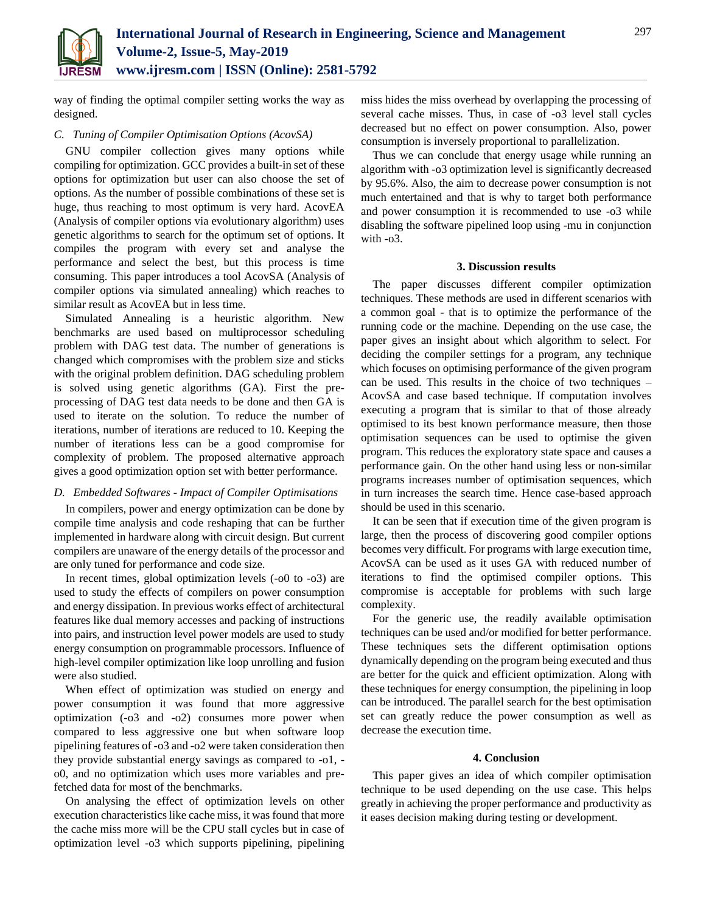way of finding the optimal compiler setting works the way as designed.

### C. Tuning of Compiler Optimisation Options (AcovSA)

GNU compiler collection gives many options while compiling for optimization. GCC provides a built-in set of these options for optimization but user can also choose the set of options. As the number of possible combinations of these set is huge, thus reaching to most optimum is very hard. AcovEA (Analysis of compiler options via evolutionary algorithm) uses genetic algorithms to search for the optimum set of options. It compiles the program with every set and analyse the performance and select the best, but this process is time consuming. This paper introduces a tool AcovSA (Analysis of compiler options via simulated annealing) which reaches to similar result as AcovEA but in less time.

Simulated Annealing is a heuristic algorithm. New benchmarks are used based on multiprocessor scheduling problem with DAG test data. The number of generations is changed which compromises with the problem size and sticks with the original problem definition. DAG scheduling problem is solved using genetic algorithms (GA). First the pre-processing of DAG test data needs to be done and then GA is used to iterate on the solution. To reduce the number of iterations, number of iterations are reduced to 10. Keeping the number of iterations less can be a good compromise for complexity of problem. The proposed alternative approach gives a good optimization option set with better performance.

### D. Embedded Softwares - Impact of Compiler Optimisations

In compilers, power and energy optimization can be done by compile time analysis and code reshaping that can be further implemented in hardware along with circuit design. But current compilers are unaware of the energy details of the processor and are only tuned for performance and code size.

In recent times, global optimization levels (-o0 to -o3) are used to study the effects of compilers on power consumption and energy dissipation. In previous works effect of architectural features like dual memory accesses and packing of instructions into pairs, and instruction level power models are used to study energy consumption on programmable processors. Influence of high-level compiler optimization like loop unrolling and fusion were also studied.

When effect of optimization was studied on energy and power consumption it was found that more aggressive optimization (-o3 and -o2) consumes more power when compared to less aggressive one but when software loop pipelining features of -o3 and -o2 were taken consideration then they provide substantial energy savings as compared to -o1, -o0, and no optimization which uses more variables and pre-fetched data for most of the benchmarks.

On analysing the effect of optimization levels on other execution characteristics like cache miss, it was found that more the cache miss more will be the CPU stall cycles but in case of optimization level -o3 which supports pipelining, pipelining miss hides the miss overhead by overlapping the processing of several cache misses. Thus, in case of -o3 level stall cycles decreased but no effect on power consumption. Also, power consumption is inversely proportional to parallelization.

Thus we can conclude that energy usage while running an algorithm with -o3 optimization level is significantly decreased by 95.6%. Also, the aim to decrease power consumption is not much entertained and that is why to target both performance and power consumption it is recommended to use -o3 while disabling the software pipelined loop using -mu in conjunction with -o3.

## 3. Discussion results

The paper discusses different compiler optimization techniques. These methods are used in different scenarios with a common goal - that is to optimize the performance of the running code or the machine. Depending on the use case, the paper gives an insight about which algorithm to select. For deciding the compiler settings for a program, any technique which focuses on optimising performance of the given program can be used. This results in the choice of two techniques – AcovSA and case based technique. If computation involves executing a program that is similar to that of those already optimised to its best known performance measure, then those optimisation sequences can be used to optimise the given program. This reduces the exploratory state space and causes a performance gain. On the other hand using less or non-similar programs increases number of optimisation sequences, which in turn increases the search time. Hence case-based approach should be used in this scenario.

It can be seen that if execution time of the given program is large, then the process of discovering good compiler options becomes very difficult. For programs with large execution time, AcovSA can be used as it uses GA with reduced number of iterations to find the optimised compiler options. This compromise is acceptable for problems with such large complexity.

For the generic use, the readily available optimisation techniques can be used and/or modified for better performance. These techniques sets the different optimisation options dynamically depending on the program being executed and thus are better for the quick and efficient optimization. Along with these techniques for energy consumption, the pipelining in loop can be introduced. The parallel search for the best optimisation set can greatly reduce the power consumption as well as decrease the execution time.

## 4. Conclusion

This paper gives an idea of which compiler optimisation technique to be used depending on the use case. This helps greatly in achieving the proper performance and productivity as it eases decision making during testing or development.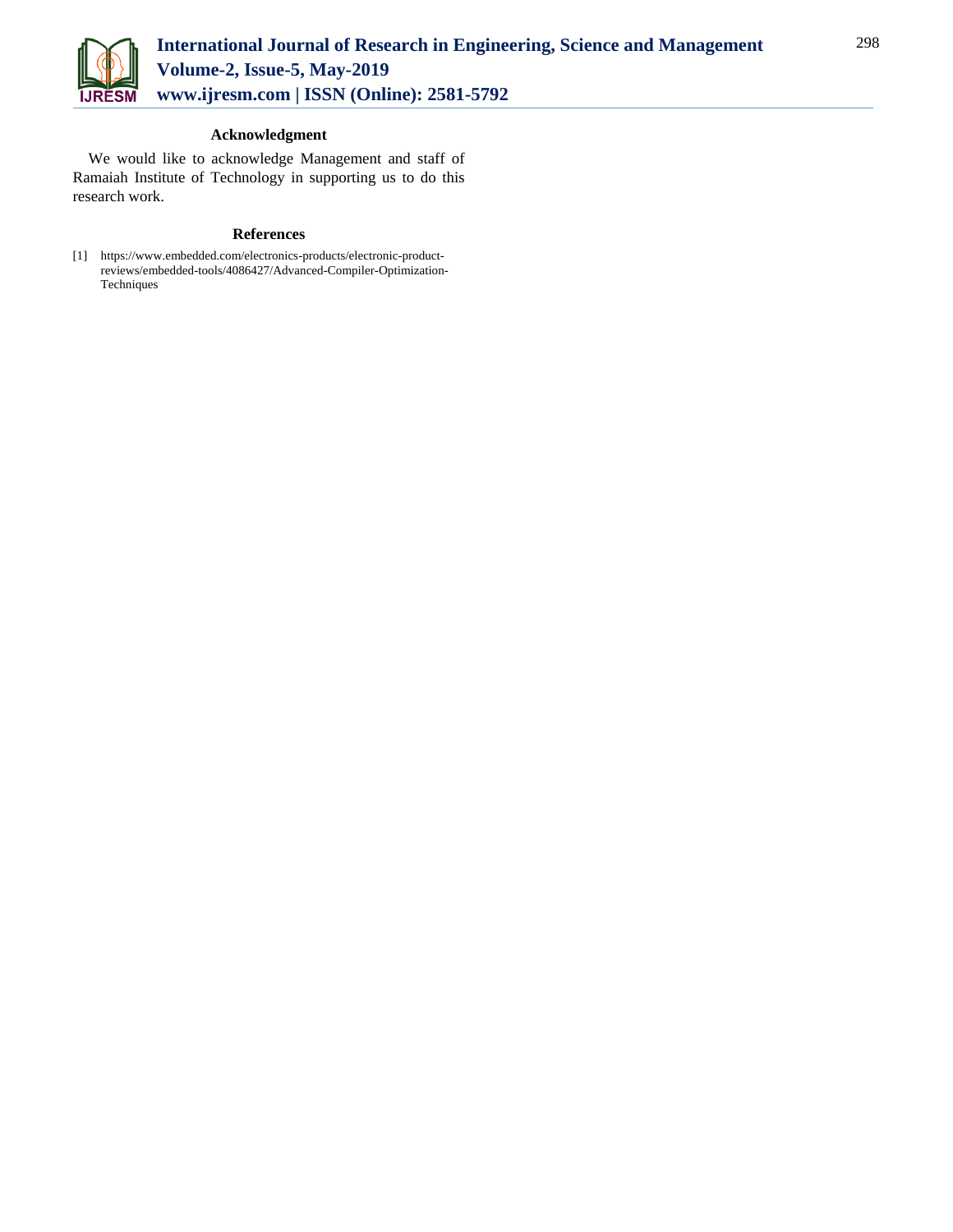### Acknowledgment

We would like to acknowledge Management and staff of Ramaiah Institute of Technology in supporting us to do this research work.

### References

[1] https://www.embedded.com/electronics-products/electronic-product-reviews/embedded-tools/4086427/Advanced-Compiler-Optimization-Techniques